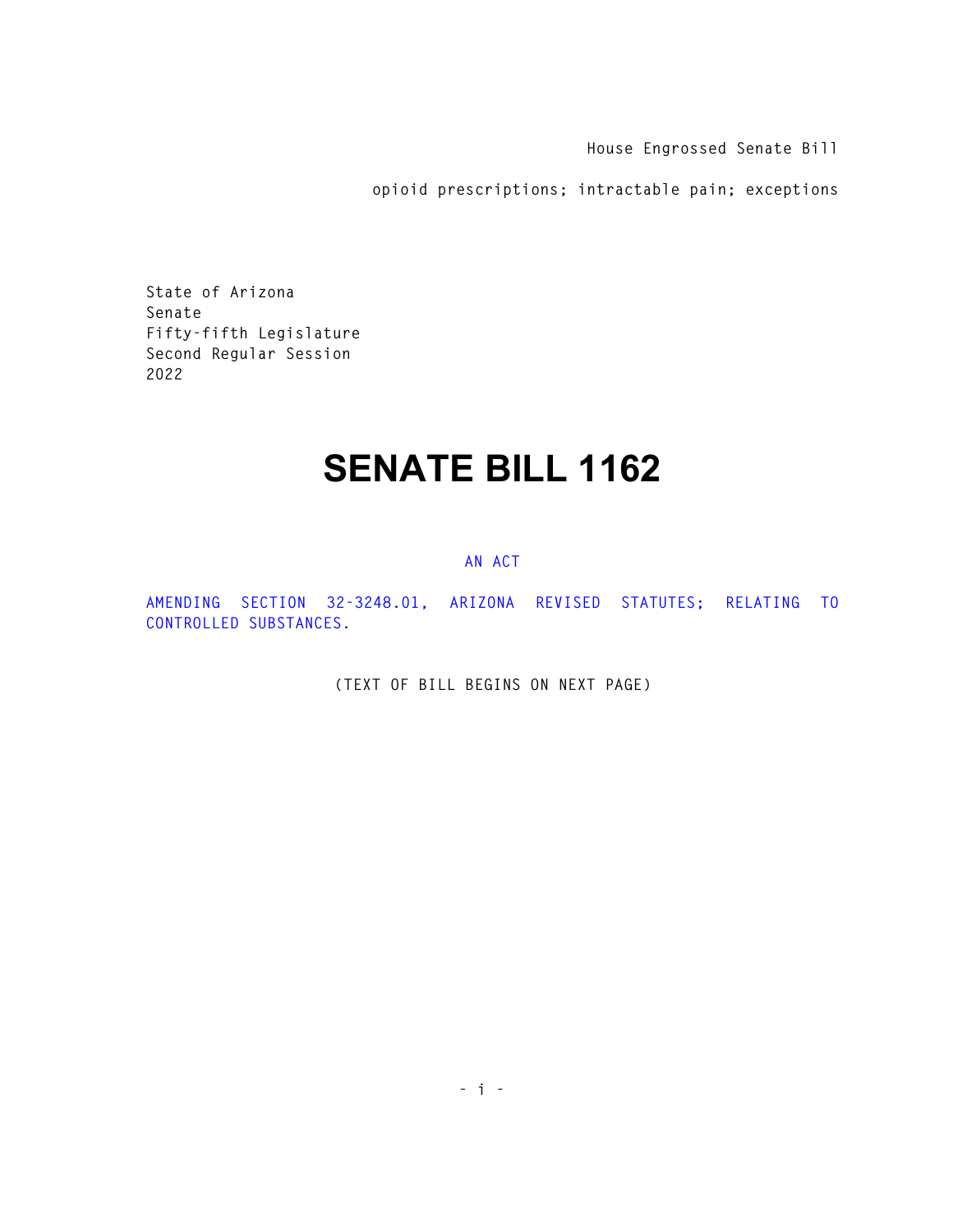House Engrossed Senate Bill

opioid prescriptions; intractable pain; exceptions

State of Arizona
Senate
Fifty-fifth Legislature
Second Regular Session
2022

# SENATE BILL 1162

AN ACT

AMENDING SECTION 32-3248.01, ARIZONA REVISED STATUTES; RELATING TO CONTROLLED SUBSTANCES.

(TEXT OF BILL BEGINS ON NEXT PAGE)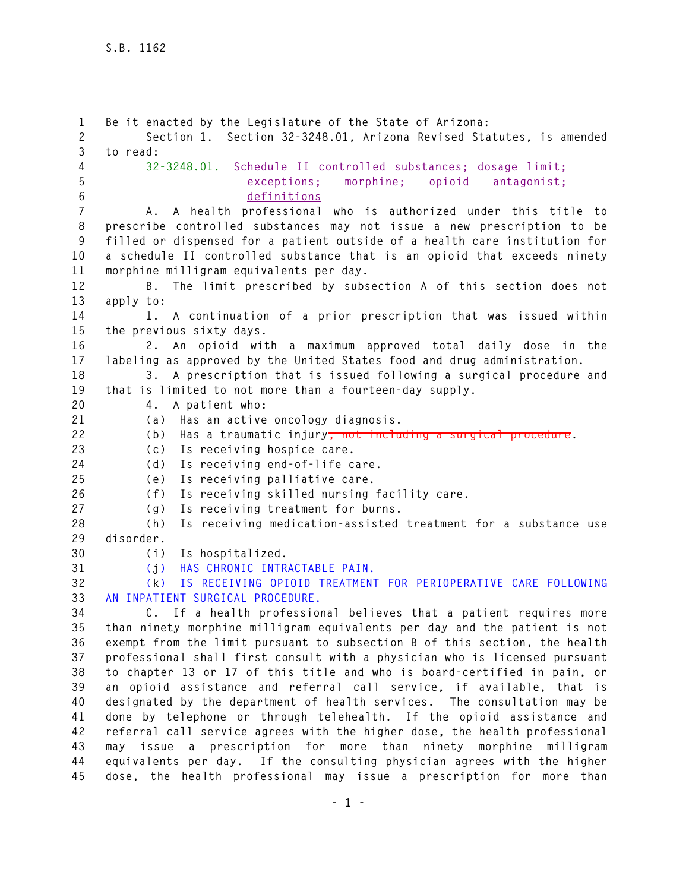S.B. 1162

Be it enacted by the Legislature of the State of Arizona:

Section 1. Section 32-3248.01, Arizona Revised Statutes, is amended to read:

32-3248.01. Schedule II controlled substances; dosage limit; exceptions; morphine; opioid antagonist; definitions

A. A health professional who is authorized under this title to prescribe controlled substances may not issue a new prescription to be filled or dispensed for a patient outside of a health care institution for a schedule II controlled substance that is an opioid that exceeds ninety morphine milligram equivalents per day.

B. The limit prescribed by subsection A of this section does not apply to:

1. A continuation of a prior prescription that was issued within the previous sixty days.

2. An opioid with a maximum approved total daily dose in the labeling as approved by the United States food and drug administration.

3. A prescription that is issued following a surgical procedure and that is limited to not more than a fourteen-day supply.

4. A patient who:

(a) Has an active oncology diagnosis.

(b) Has a traumatic injury~~, not including a surgical procedure~~.

(c) Is receiving hospice care.

(d) Is receiving end-of-life care.

(e) Is receiving palliative care.

(f) Is receiving skilled nursing facility care.

(g) Is receiving treatment for burns.

(h) Is receiving medication-assisted treatment for a substance use disorder.

(i) Is hospitalized.

(j) HAS CHRONIC INTRACTABLE PAIN.

(k) IS RECEIVING OPIOID TREATMENT FOR PERIOPERATIVE CARE FOLLOWING AN INPATIENT SURGICAL PROCEDURE.

C. If a health professional believes that a patient requires more than ninety morphine milligram equivalents per day and the patient is not exempt from the limit pursuant to subsection B of this section, the health professional shall first consult with a physician who is licensed pursuant to chapter 13 or 17 of this title and who is board-certified in pain, or an opioid assistance and referral call service, if available, that is designated by the department of health services. The consultation may be done by telephone or through telehealth. If the opioid assistance and referral call service agrees with the higher dose, the health professional may issue a prescription for more than ninety morphine milligram equivalents per day. If the consulting physician agrees with the higher dose, the health professional may issue a prescription for more than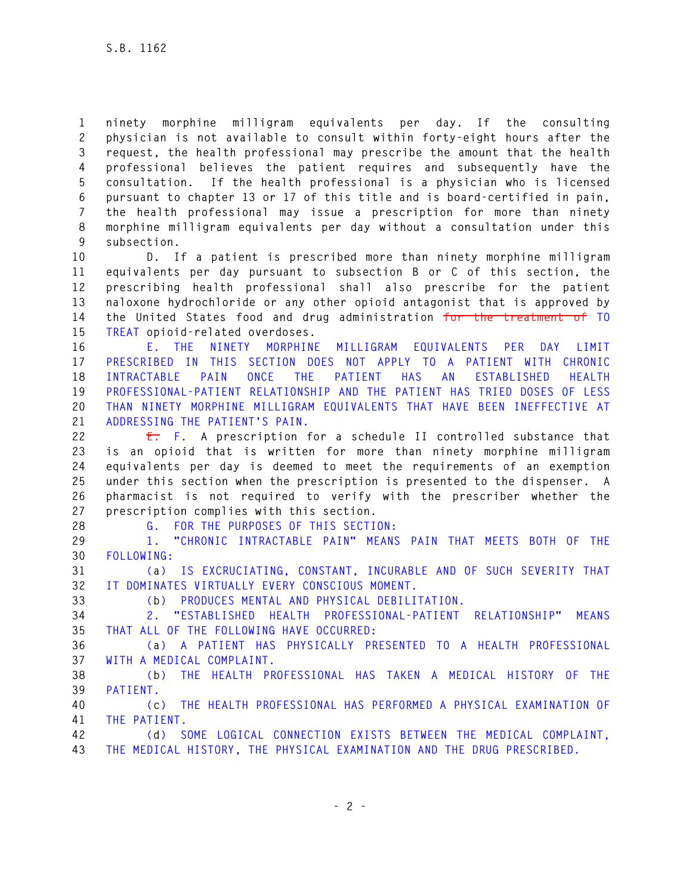ninety morphine milligram equivalents per day. If the consulting physician is not available to consult within forty-eight hours after the request, the health professional may prescribe the amount that the health professional believes the patient requires and subsequently have the consultation. If the health professional is a physician who is licensed pursuant to chapter 13 or 17 of this title and is board-certified in pain, the health professional may issue a prescription for more than ninety morphine milligram equivalents per day without a consultation under this subsection.

D. If a patient is prescribed more than ninety morphine milligram equivalents per day pursuant to subsection B or C of this section, the prescribing health professional shall also prescribe for the patient naloxone hydrochloride or any other opioid antagonist that is approved by the United States food and drug administration ~~for the treatment of~~ TO TREAT opioid-related overdoses.

E. THE NINETY MORPHINE MILLIGRAM EQUIVALENTS PER DAY LIMIT PRESCRIBED IN THIS SECTION DOES NOT APPLY TO A PATIENT WITH CHRONIC INTRACTABLE PAIN ONCE THE PATIENT HAS AN ESTABLISHED HEALTH PROFESSIONAL-PATIENT RELATIONSHIP AND THE PATIENT HAS TRIED DOSES OF LESS THAN NINETY MORPHINE MILLIGRAM EQUIVALENTS THAT HAVE BEEN INEFFECTIVE AT ADDRESSING THE PATIENT'S PAIN.

~~E.~~ F. A prescription for a schedule II controlled substance that is an opioid that is written for more than ninety morphine milligram equivalents per day is deemed to meet the requirements of an exemption under this section when the prescription is presented to the dispenser. A pharmacist is not required to verify with the prescriber whether the prescription complies with this section.

G. FOR THE PURPOSES OF THIS SECTION:

1. "CHRONIC INTRACTABLE PAIN" MEANS PAIN THAT MEETS BOTH OF THE FOLLOWING:

(a) IS EXCRUCIATING, CONSTANT, INCURABLE AND OF SUCH SEVERITY THAT IT DOMINATES VIRTUALLY EVERY CONSCIOUS MOMENT.

(b) PRODUCES MENTAL AND PHYSICAL DEBILITATION.

2. "ESTABLISHED HEALTH PROFESSIONAL-PATIENT RELATIONSHIP" MEANS THAT ALL OF THE FOLLOWING HAVE OCCURRED:

(a) A PATIENT HAS PHYSICALLY PRESENTED TO A HEALTH PROFESSIONAL WITH A MEDICAL COMPLAINT.

(b) THE HEALTH PROFESSIONAL HAS TAKEN A MEDICAL HISTORY OF THE PATIENT.

(c) THE HEALTH PROFESSIONAL HAS PERFORMED A PHYSICAL EXAMINATION OF THE PATIENT.

(d) SOME LOGICAL CONNECTION EXISTS BETWEEN THE MEDICAL COMPLAINT, THE MEDICAL HISTORY, THE PHYSICAL EXAMINATION AND THE DRUG PRESCRIBED.